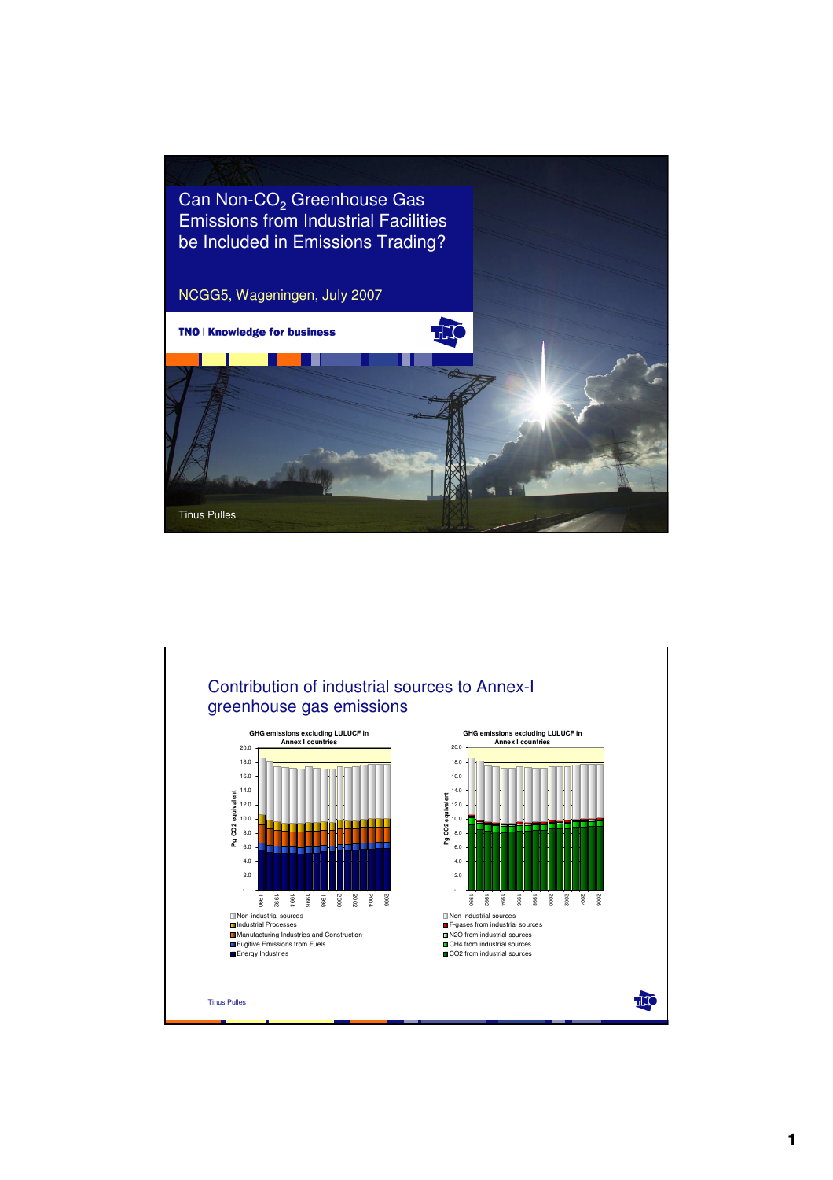# Can Non-$CO_2$ Greenhouse Gas Emissions from Industrial Facilities be Included in Emissions Trading?

NCGG5, Wageningen, July 2007

**TNO | Knowledge for business**

Tinus Pulles

---

## Contribution of industrial sources to Annex-I greenhouse gas emissions

**GHG emissions excluding LULUCF in Annex I countries**

Pg CO2 equivalent

- Non-industrial sources
- Industrial Processes
- Manufacturing Industries and Construction
- Fugitive Emissions from Fuels
- Energy Industries

**GHG emissions excluding LULUCF in Annex I countries**

Pg CO2 equivalent

- Non-industrial sources
- F-gases from industrial sources
- N2O from industrial sources
- CH4 from industrial sources
- CO2 from industrial sources

Tinus Pulles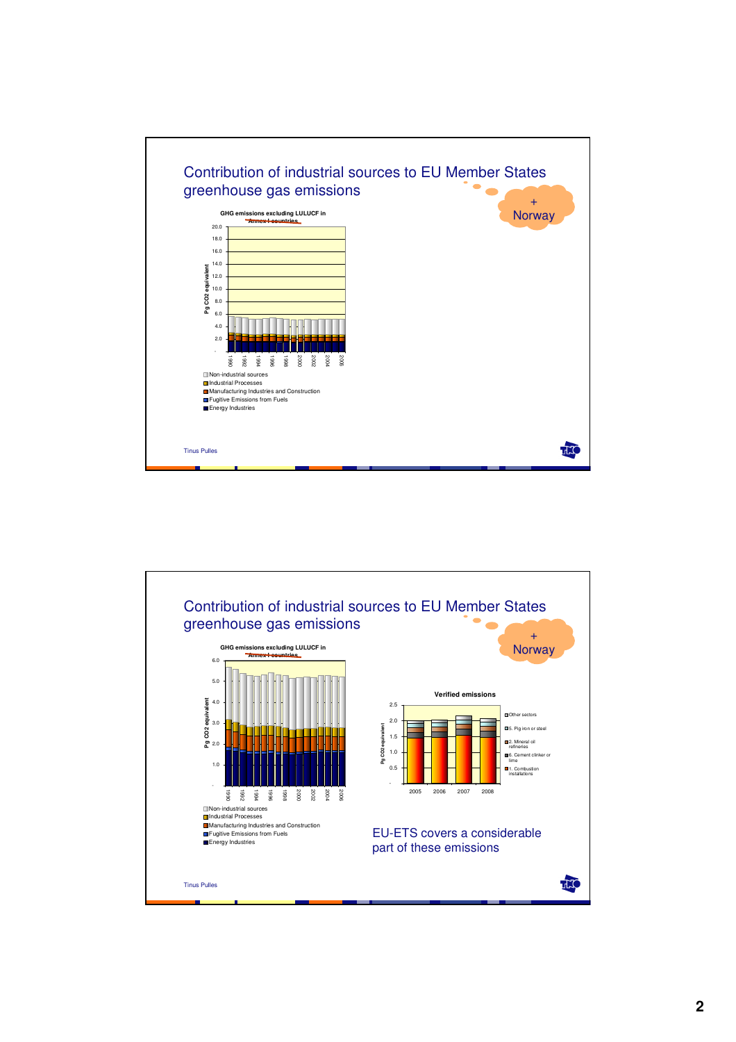## Contribution of industrial sources to EU Member States greenhouse gas emissions

+ Norway

GHG emissions excluding LULUCF in ~~Annex I countries~~

Pg CO2 equivalent

20.0, 18.0, 16.0, 14.0, 12.0, 10.0, 8.0, 6.0, 4.0, 2.0, -

1990, 1992, 1994, 1996, 1998, 2000, 2002, 2004, 2006

- Non-industrial sources
- Industrial Processes
- Manufacturing Industries and Construction
- Fugitive Emissions from Fuels
- Energy Industries

Tinus Pulles

## Contribution of industrial sources to EU Member States greenhouse gas emissions

+ Norway

GHG emissions excluding LULUCF in ~~Annex I countries~~

Pg CO2 equivalent

6.0, 5.0, 4.0, 3.0, 2.0, 1.0, -

1990, 1992, 1994, 1996, 1998, 2000, 2002, 2004, 2006

- Non-industrial sources
- Industrial Processes
- Manufacturing Industries and Construction
- Fugitive Emissions from Fuels
- Energy Industries

Verified emissions

Pg CO2 equivalent

2.5, 2.0, 1.5, 1.0, 0.5, -

2005, 2006, 2007, 2008

- Other sectors
- 5. Pig iron or steel
- 2. Mineral oil refineries
- 6. Cement clinker or lime
- 1. Combustion installations

EU-ETS covers a considerable part of these emissions

Tinus Pulles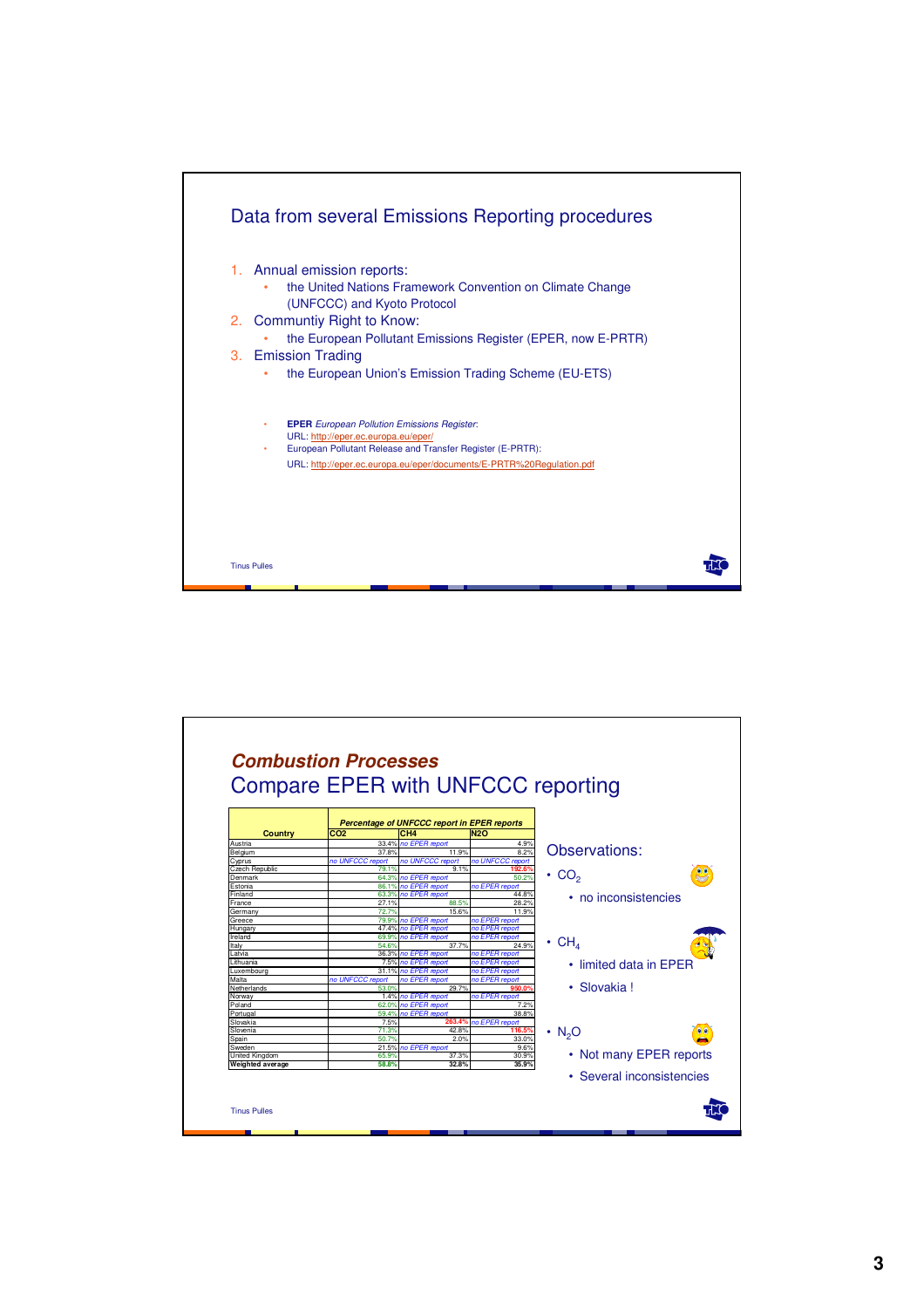## Data from several Emissions Reporting procedures

1. Annual emission reports:
   - the United Nations Framework Convention on Climate Change (UNFCCC) and Kyoto Protocol
2. Communtiy Right to Know:
   - the European Pollutant Emissions Register (EPER, now E-PRTR)
3. Emission Trading
   - the European Union's Emission Trading Scheme (EU-ETS)

- **EPER** *European Pollution Emissions Register*: URL: http://eper.ec.europa.eu/eper/
- European Pollutant Release and Transfer Register (E-PRTR): URL: http://eper.ec.europa.eu/eper/documents/E-PRTR%20Regulation.pdf

Tinus Pulles

## *Combustion Processes*

## Compare EPER with UNFCCC reporting

| Country | *Percentage of UNFCCC report in EPER reports* | | |
|---|---|---|---|
| | $CO_2$ | $CH_4$ | $N_2O$ |
| Austria | 33.4% | *no EPER report* | 4.9% |
| Belgium | 37.8% | 11.9% | 8.2% |
| Cyprus | *no UNFCCC report* | *no UNFCCC report* | *no UNFCCC report* |
| Czech Republic | 79.1% | 9.1% | 192.6% |
| Denmark | 64.3% | *no EPER report* | 50.2% |
| Estonia | 86.1% | *no EPER report* | *no EPER report* |
| Finland | 63.3% | *no EPER report* | 44.8% |
| France | 27.1% | 88.5% | 28.2% |
| Germany | 72.7% | 15.6% | 11.9% |
| Greece | 79.9% | *no EPER report* | *no EPER report* |
| Hungary | 47.4% | *no EPER report* | *no EPER report* |
| Ireland | 69.9% | *no EPER report* | *no EPER report* |
| Italy | 54.6% | 37.7% | 24.9% |
| Latvia | 36.3% | *no EPER report* | *no EPER report* |
| Lithuania | 7.5% | *no EPER report* | *no EPER report* |
| Luxembourg | 31.1% | *no EPER report* | *no EPER report* |
| Malta | *no UNFCCC report* | *no EPER report* | *no EPER report* |
| Netherlands | 53.0% | 29.7% | 950.0% |
| Norway | 1.4% | *no EPER report* | *no EPER report* |
| Poland | 62.0% | *no EPER report* | 7.2% |
| Portugal | 59.4% | *no EPER report* | 38.8% |
| Slovakia | 7.5% | 263.4% | *no EPER report* |
| Slovenia | 71.3% | 42.8% | 116.5% |
| Spain | 50.7% | 2.0% | 33.0% |
| Sweden | 21.5% | *no EPER report* | 9.6% |
| United Kingdom | 65.9% | 37.3% | 30.9% |
| **Weighted average** | **58.8%** | **32.8%** | **35.9%** |

Observations:

- $CO_2$
  - no inconsistencies
- $CH_4$
  - limited data in EPER
  - Slovakia !
- $N_2O$
  - Not many EPER reports
  - Several inconsistencies

Tinus Pulles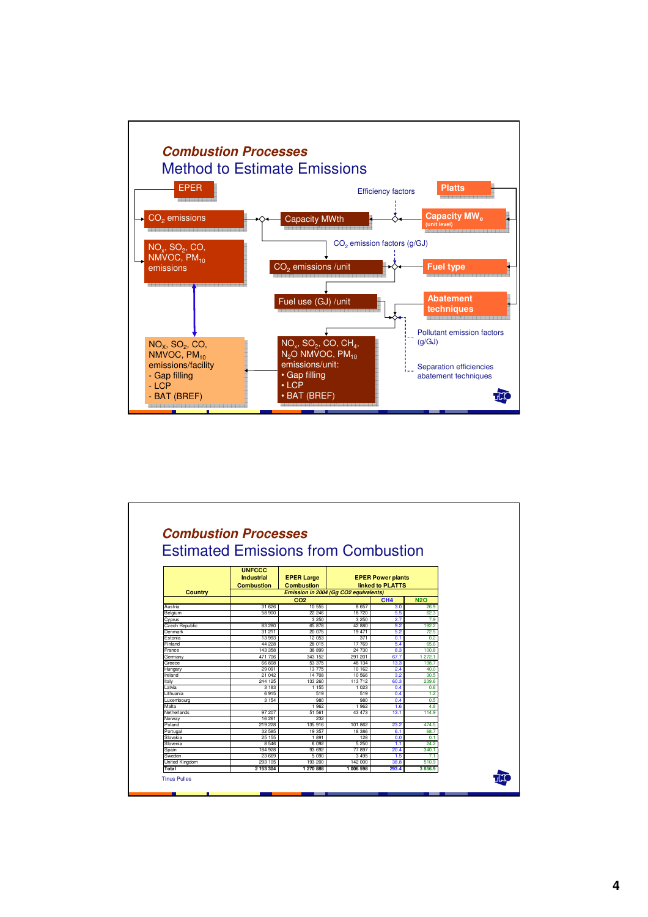## *Combustion Processes*

## Method to Estimate Emissions

EPER

Platts

Efficiency factors

$CO_2$ emissions

Capacity MWth

Capacity $MW_e$ (unit level)

$NO_x$, $SO_2$, CO, NMVOC, $PM_{10}$ emissions

$CO_2$ emission factors (g/GJ)

$CO_2$ emissions /unit

Fuel type

Fuel use (GJ) /unit

Abatement techniques

Pollutant emission factors (g/GJ)

Separation efficiencies abatement techniques

$NO_x$, $SO_2$, CO, NMVOC, $PM_{10}$ emissions/facility
- Gap filling
- LCP
- BAT (BREF)

$NO_x$, $SO_2$, CO, $CH_4$, $N_2O$ NMVOC, $PM_{10}$ emissions/unit:
- Gap filling
- LCP
- BAT (BREF)

## *Combustion Processes*

## Estimated Emissions from Combustion

| Country | UNFCCC Industrial Combustion | EPER Large Combustion | EPER Power plants linked to PLATTS | | |
|---|---|---|---|---|---|
| | Emission in 2004 (Gg CO2 equivalents) | | | | |
| | CO2 | | | CH4 | N2O |
| Austria | 31 626 | 10 555 | 8 657 | 3.0 | 26.9 |
| Belgium | 58 900 | 22 246 | 18 720 | 5.5 | 62.3 |
| Cyprus | | 3 250 | 3 250 | 2.7 | 7.9 |
| Czech Republic | 83 280 | 65 878 | 42 880 | 9.2 | 192.2 |
| Denmark | 31 211 | 20 075 | 19 471 | 5.2 | 72.5 |
| Estonia | 13 993 | 12 053 | 371 | 0.1 | 0.2 |
| Finland | 44 228 | 28 015 | 17 769 | 5.4 | 65.6 |
| France | 143 358 | 38 899 | 24 730 | 8.3 | 100.8 |
| Germany | 471 706 | 343 152 | 291 201 | 67.7 | 1 272.1 |
| Greece | 66 808 | 53 375 | 48 134 | 13.3 | 198.7 |
| Hungary | 29 091 | 13 775 | 10 162 | 2.4 | 40.0 |
| Ireland | 21 042 | 14 708 | 10 566 | 3.2 | 30.5 |
| Italy | 244 125 | 133 260 | 113 712 | 60.3 | 239.6 |
| Latvia | 3 183 | 1 155 | 1 023 | 0.4 | 0.6 |
| Lithuania | 6 915 | 519 | 519 | 0.4 | 1.2 |
| Luxembourg | 3 154 | 980 | 980 | 0.4 | 0.5 |
| Malta | | 1 962 | 1 962 | 1.6 | 4.8 |
| Netherlands | 97 207 | 51 561 | 43 473 | 13.1 | 114.9 |
| Norway | 16 261 | 232 | | | |
| Poland | 219 228 | 135 916 | 101 862 | 23.2 | 474.5 |
| Portugal | 32 585 | 19 357 | 18 386 | 6.1 | 68.7 |
| Slovakia | 25 155 | 1 891 | 128 | 0.0 | 0.1 |
| Slovenia | 8 546 | 6 092 | 5 250 | 1.1 | 24.2 |
| Spain | 184 928 | 93 692 | 77 897 | 20.4 | 340.1 |
| Sweden | 23 669 | 5 090 | 3 495 | 1.5 | 7.1 |
| United Kingdom | 293 105 | 193 200 | 142 000 | 38.8 | 510.9 |
| Total | 2 153 304 | 1 270 888 | 1 006 598 | 293.4 | 3 856.9 |

Tinus Pulles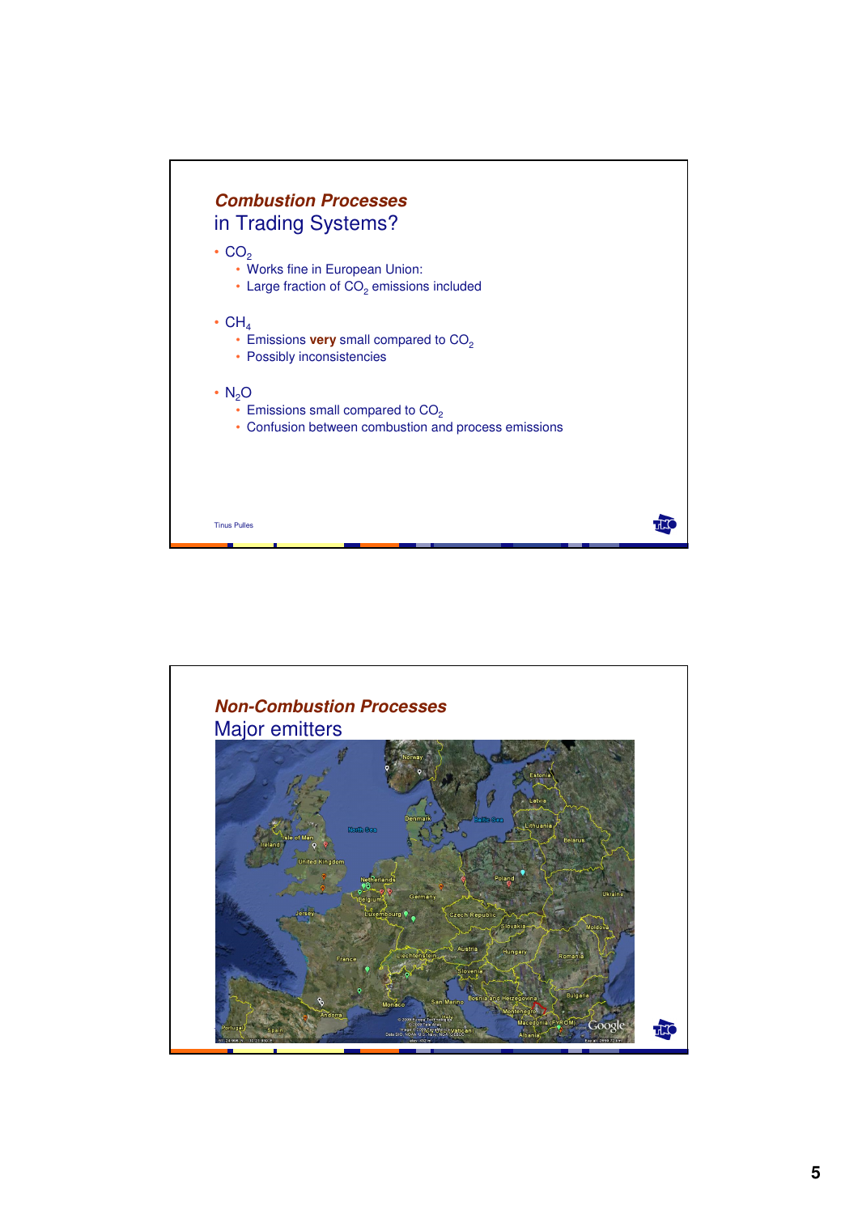## *Combustion Processes*

in Trading Systems?

- $CO_2$
  - Works fine in European Union:
  - Large fraction of $CO_2$ emissions included
- $CH_4$
  - Emissions **very** small compared to $CO_2$
  - Possibly inconsistencies
- $N_2O$
  - Emissions small compared to $CO_2$
  - Confusion between combustion and process emissions

Tinus Pulles

## *Non-Combustion Processes*

Major emitters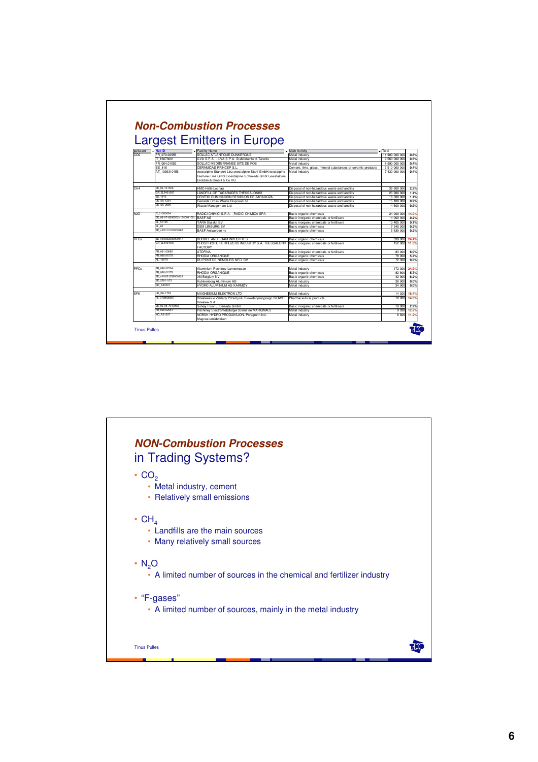## *Non-Combustion Processes*

## Largest Emitters in Europe

| pollutant | Nat ID | Facility Name | Main Activity | Total | |
|---|---|---|---|---|---|
| CO2 | FR_070.00956 | SOLLAC ATLANTIQUE DUNKERQUE | Metal industry | 11 900 000 000 | 0.6% |
| | IT_15073001 | ILVA S.P.A. - ILVA S.P.A. Stabilimento di Taranto | Metal industry | 9 560 000 000 | 0.5% |
| | FR_064.01052 | SOLLAC MEDITERRANEE SITE DE FOS | Metal industry | 8 590 000 000 | 0.4% |
| | ES_816 | CERAMICAS PRINCEP S.L. | Cement, lime, glass, mineral substances or ceramic products | 7 910 000 000 | 0.4% |
| | AT_1036310456 | voestalpine Standort Linz:voestalpine Stahl GmbH,voestalpine Gießerei Linz GmbH,voestalpine Schmiede GmbH,voestalpine Grobblech GmbH & Co KG | Metal industry | 7 430 000 000 | 0.4% |
| CH4 | DE_06-15-lhoo | HMD Halle-Lochau | Disposal of non-hazardous waste and landfills | 36 600 000 | 2.2% |
| | GR_EL5401287 | LANDFILL OF TAGARADES THESSALONIKI | Disposal of non-hazardous waste and landfills | 23 900 000 | 1.4% |
| | ES_1516 | CENTRO ELIMINACION RESIDUOS DE ZARAGOZA | Disposal of non-hazardous waste and landfills | 18 500 000 | 1.1% |
| | UK_EA-1261 | Gerrards Cross Waste Disposal Ltd | Disposal of non-hazardous waste and landfills | 15 100 000 | 0.9% |
| | UK_EA-2900 | Waste Management Ltd | Disposal of non-hazardous waste and landfills | 14 600 000 | 0.9% |
| N2O | IT_01003004 | RADICI CHIMICI S.P.A. - RADICI CHIMICA SPA | Basic organic chemicals | 24 000 000 | 14.0% |
| | DE_06-07-8290552 (154001106) | BASF AG | Basic inorganic chemicals or fertilisers | 14 000 000 | 0.2% |
| | NL_51105 | YARA Sluiskil BV | Basic inorganic chemicals or fertilisers | 10 400 000 | 0.1% |
| | NL_62 | DSM LIMBURG BV | Basic organic chemicals | 7 340 000 | 0.2% |
| | BE_v00112120000187 | BASF Antwerpen nv | Basic organic chemicals | 6 630 000 | 0.2% |
| HFCs | BE_v00302990000147 | BUBBLE AND FOAM INDUSTRIES | Basic organic chemicals | 339 000 | 24.4% |
| | GR_EL5401097 | PHOSPHORIC FERTILIZERS INDUSTRY S.A. THESSALONIKI FACTORY | Basic inorganic chemicals or fertilisers | 152 000 | 11.0% |
| | FR_061.03665 | ATOFINA | Basic inorganic chemicals or fertilisers | 83 000 | 6.0% |
| | FR_069.01578 | RHODIA ORGANIQUE | Basic organic chemicals | 78 900 | 5.7% |
| | NL_10079 | DU PONT DE NEMOURS NED. BV | Basic organic chemicals | 72 300 | 0.0% |
| PFCs | FR_068.02504 | Aluminium Pechiney Lannemezan | Metal industry | 172 000 | 24.9% |
| | FR_069.01578 | RHODIA ORGANIQUE | Basic organic chemicals | 82 800 | 5.7% |
| | BE_v01851258000121 | 3M Belgium NV | Basic organic chemicals | 42 900 | 6.2% |
| | SE_2281-103 | Kubikenborg Aluminium AB | Metal industry | 38 900 | 0.0% |
| | NO_A40007 | HYDRO ALUMINIUM AS KARMØY | Metal industry | 34 900 | 0.0% |
| SF6 | UK_EA-1759 | MAGNESIUM ELEKTRON LTD | Metal industry | 14 200 | 18.4% |
| | PL_079800057 | Drwalewskie Zaklady Przemyslu Bioweterynaryjnego BIOWET Drwalew S.A. | Pharmaceutical products | 10 800 | 14.0% |
| | DE_06-08-7047053 | Solvay Fluor u. Derivate GmbH | Basic inorganic chemicals or fertilisers | 10 000 | 2.9% |
| | FR_069.02501 | Pechiney Electrometallurgie (Usine de MARIGNAC) | Metal industry | 9 930 | 12.9% |
| | NO_A21037 | NORSK HYDRO PRODUKSJON, Porsgrunn Ind - Magnesiumfabrikken | Metal industry | 8 600 | 11.2% |

Tinus Pulles

## *NON-Combustion Processes*

## in Trading Systems?

- $CO_2$
  - Metal industry, cement
  - Relatively small emissions
- $CH_4$
  - Landfills are the main sources
  - Many relatively small sources
- $N_2O$
  - A limited number of sources in the chemical and fertilizer industry
- "F-gases"
  - A limited number of sources, mainly in the metal industry

Tinus Pulles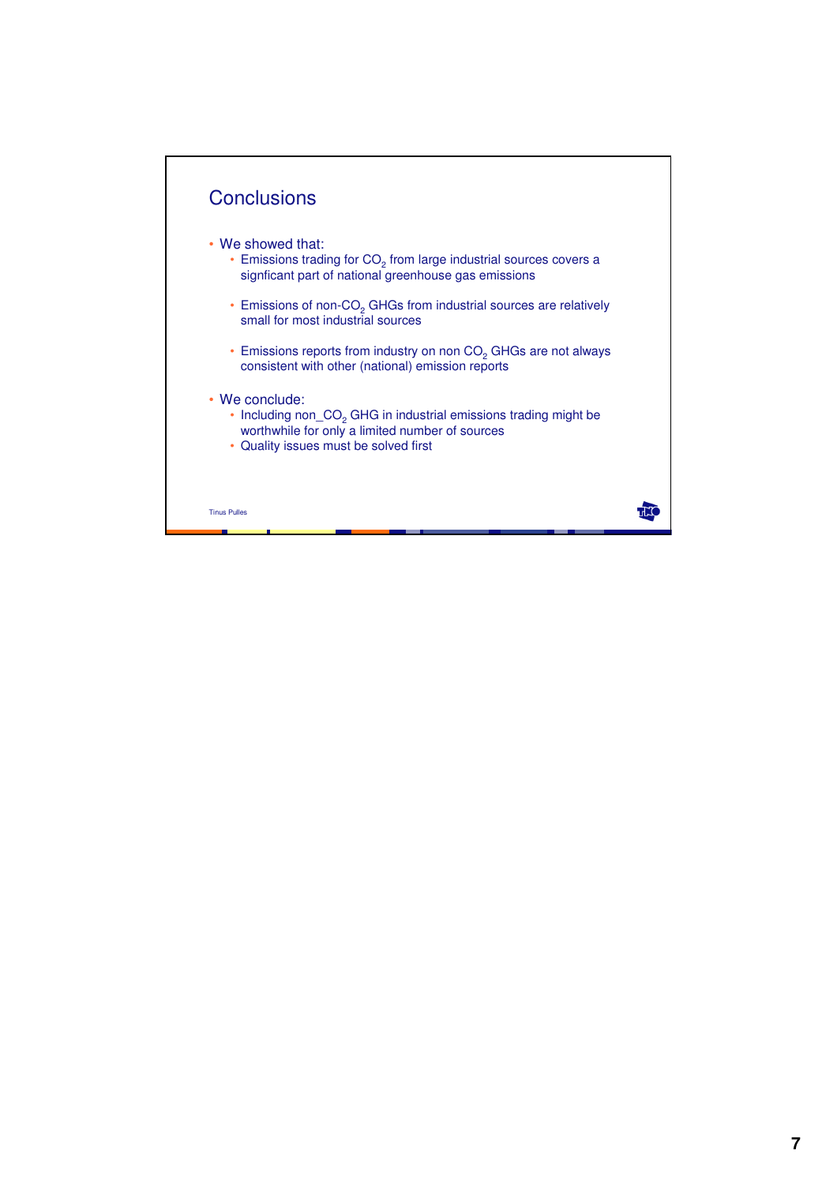## Conclusions

- We showed that:
  - Emissions trading for $CO_2$ from large industrial sources covers a signficant part of national greenhouse gas emissions
  - Emissions of non-$CO_2$ GHGs from industrial sources are relatively small for most industrial sources
  - Emissions reports from industry on non $CO_2$ GHGs are not always consistent with other (national) emission reports
- We conclude:
  - Including non_$CO_2$ GHG in industrial emissions trading might be worthwhile for only a limited number of sources
  - Quality issues must be solved first

Tinus Pulles